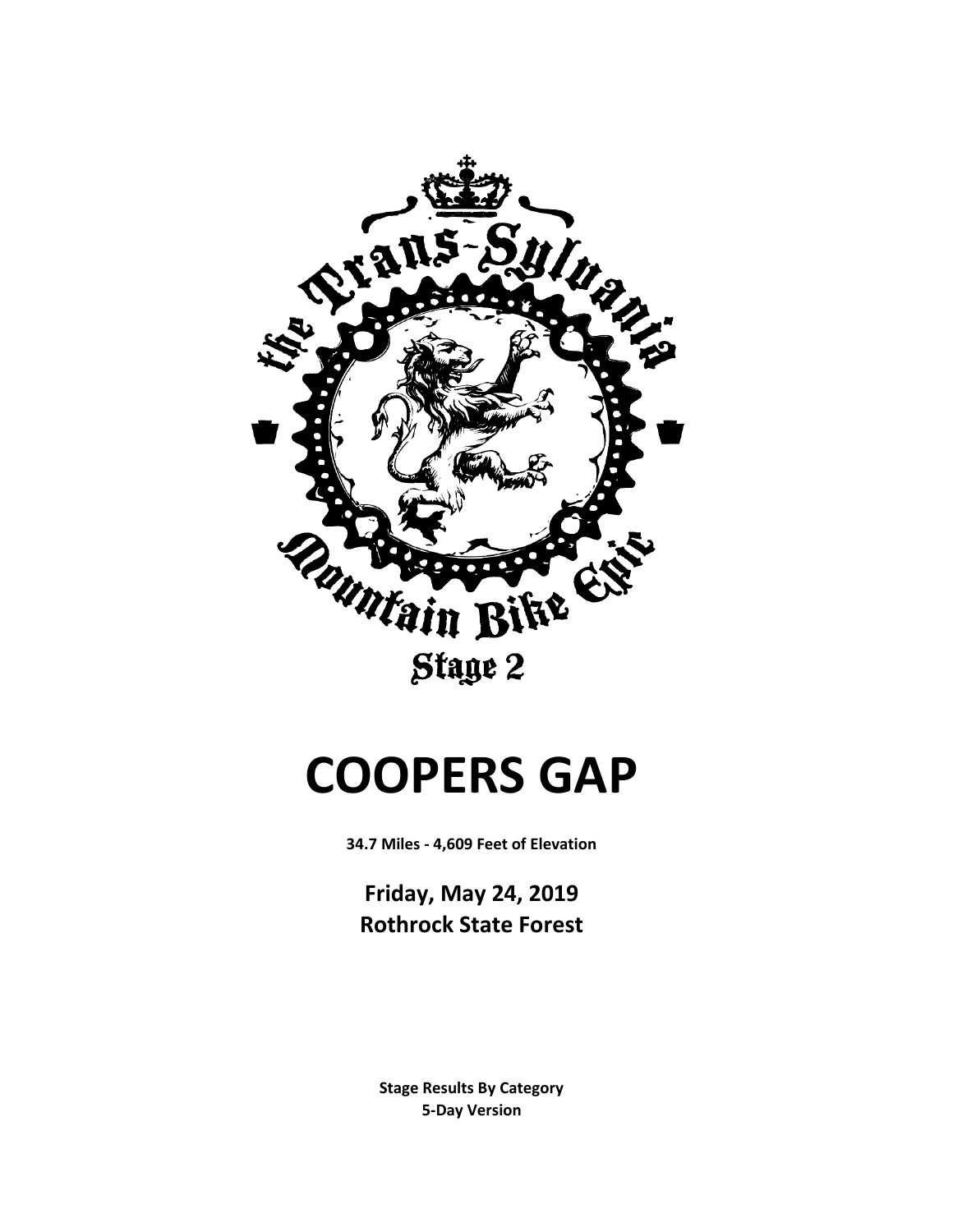the Trans-Sylvania

Mountain Bike Epic

Stage 2

# COOPERS GAP

**34.7 Miles - 4,609 Feet of Elevation**

**Friday, May 24, 2019**
**Rothrock State Forest**

**Stage Results By Category**
**5-Day Version**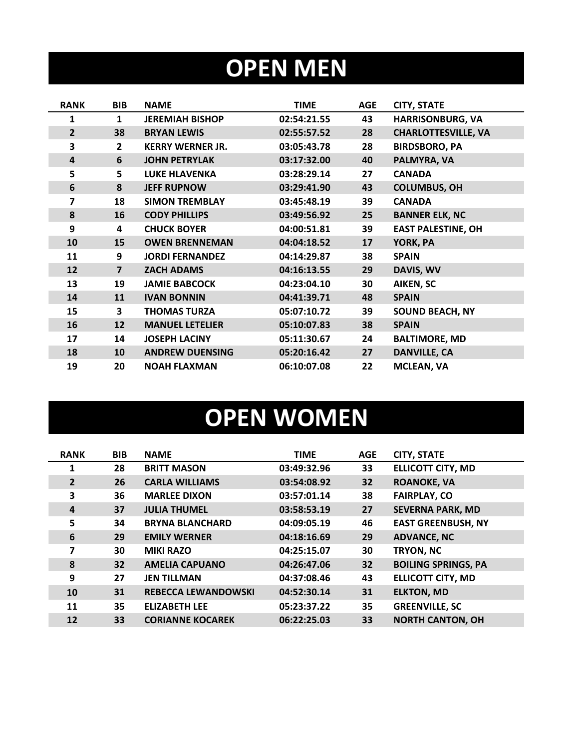# OPEN MEN

| RANK | BIB | NAME | TIME | AGE | CITY, STATE |
|---|---|---|---|---|---|
| 1 | 1 | JEREMIAH BISHOP | 02:54:21.55 | 43 | HARRISONBURG, VA |
| 2 | 38 | BRYAN LEWIS | 02:55:57.52 | 28 | CHARLOTTESVILLE, VA |
| 3 | 2 | KERRY WERNER JR. | 03:05:43.78 | 28 | BIRDSBORO, PA |
| 4 | 6 | JOHN PETRYLAK | 03:17:32.00 | 40 | PALMYRA, VA |
| 5 | 5 | LUKE HLAVENKA | 03:28:29.14 | 27 | CANADA |
| 6 | 8 | JEFF RUPNOW | 03:29:41.90 | 43 | COLUMBUS, OH |
| 7 | 18 | SIMON TREMBLAY | 03:45:48.19 | 39 | CANADA |
| 8 | 16 | CODY PHILLIPS | 03:49:56.92 | 25 | BANNER ELK, NC |
| 9 | 4 | CHUCK BOYER | 04:00:51.81 | 39 | EAST PALESTINE, OH |
| 10 | 15 | OWEN BRENNEMAN | 04:04:18.52 | 17 | YORK, PA |
| 11 | 9 | JORDI FERNANDEZ | 04:14:29.87 | 38 | SPAIN |
| 12 | 7 | ZACH ADAMS | 04:16:13.55 | 29 | DAVIS, WV |
| 13 | 19 | JAMIE BABCOCK | 04:23:04.10 | 30 | AIKEN, SC |
| 14 | 11 | IVAN BONNIN | 04:41:39.71 | 48 | SPAIN |
| 15 | 3 | THOMAS TURZA | 05:07:10.72 | 39 | SOUND BEACH, NY |
| 16 | 12 | MANUEL LETELIER | 05:10:07.83 | 38 | SPAIN |
| 17 | 14 | JOSEPH LACINY | 05:11:30.67 | 24 | BALTIMORE, MD |
| 18 | 10 | ANDREW DUENSING | 05:20:16.42 | 27 | DANVILLE, CA |
| 19 | 20 | NOAH FLAXMAN | 06:10:07.08 | 22 | MCLEAN, VA |

# OPEN WOMEN

| RANK | BIB | NAME | TIME | AGE | CITY, STATE |
|---|---|---|---|---|---|
| 1 | 28 | BRITT MASON | 03:49:32.96 | 33 | ELLICOTT CITY, MD |
| 2 | 26 | CARLA WILLIAMS | 03:54:08.92 | 32 | ROANOKE, VA |
| 3 | 36 | MARLEE DIXON | 03:57:01.14 | 38 | FAIRPLAY, CO |
| 4 | 37 | JULIA THUMEL | 03:58:53.19 | 27 | SEVERNA PARK, MD |
| 5 | 34 | BRYNA BLANCHARD | 04:09:05.19 | 46 | EAST GREENBUSH, NY |
| 6 | 29 | EMILY WERNER | 04:18:16.69 | 29 | ADVANCE, NC |
| 7 | 30 | MIKI RAZO | 04:25:15.07 | 30 | TRYON, NC |
| 8 | 32 | AMELIA CAPUANO | 04:26:47.06 | 32 | BOILING SPRINGS, PA |
| 9 | 27 | JEN TILLMAN | 04:37:08.46 | 43 | ELLICOTT CITY, MD |
| 10 | 31 | REBECCA LEWANDOWSKI | 04:52:30.14 | 31 | ELKTON, MD |
| 11 | 35 | ELIZABETH LEE | 05:23:37.22 | 35 | GREENVILLE, SC |
| 12 | 33 | CORIANNE KOCAREK | 06:22:25.03 | 33 | NORTH CANTON, OH |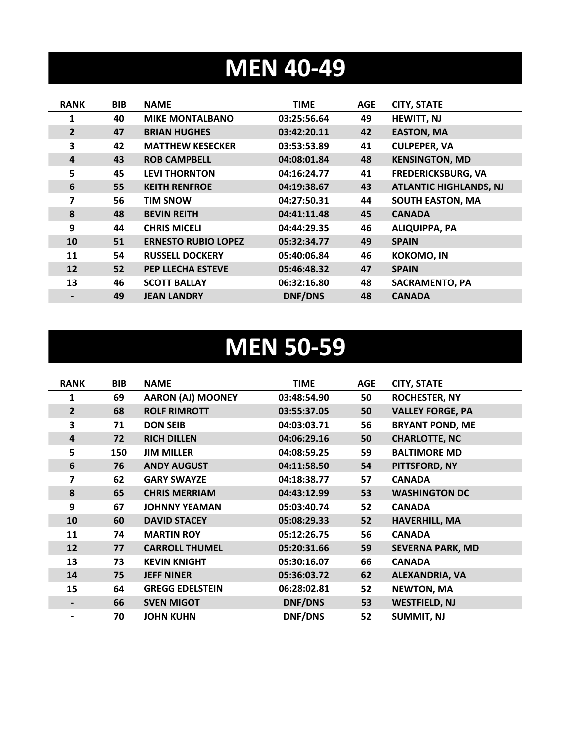# MEN 40-49

| RANK | BIB | NAME | TIME | AGE | CITY, STATE |
|---|---|---|---|---|---|
| 1 | 40 | MIKE MONTALBANO | 03:25:56.64 | 49 | HEWITT, NJ |
| 2 | 47 | BRIAN HUGHES | 03:42:20.11 | 42 | EASTON, MA |
| 3 | 42 | MATTHEW KESECKER | 03:53:53.89 | 41 | CULPEPER, VA |
| 4 | 43 | ROB CAMPBELL | 04:08:01.84 | 48 | KENSINGTON, MD |
| 5 | 45 | LEVI THORNTON | 04:16:24.77 | 41 | FREDERICKSBURG, VA |
| 6 | 55 | KEITH RENFROE | 04:19:38.67 | 43 | ATLANTIC HIGHLANDS, NJ |
| 7 | 56 | TIM SNOW | 04:27:50.31 | 44 | SOUTH EASTON, MA |
| 8 | 48 | BEVIN REITH | 04:41:11.48 | 45 | CANADA |
| 9 | 44 | CHRIS MICELI | 04:44:29.35 | 46 | ALIQUIPPA, PA |
| 10 | 51 | ERNESTO RUBIO LOPEZ | 05:32:34.77 | 49 | SPAIN |
| 11 | 54 | RUSSELL DOCKERY | 05:40:06.84 | 46 | KOKOMO, IN |
| 12 | 52 | PEP LLECHA ESTEVE | 05:46:48.32 | 47 | SPAIN |
| 13 | 46 | SCOTT BALLAY | 06:32:16.80 | 48 | SACRAMENTO, PA |
| - | 49 | JEAN LANDRY | DNF/DNS | 48 | CANADA |

# MEN 50-59

| RANK | BIB | NAME | TIME | AGE | CITY, STATE |
|---|---|---|---|---|---|
| 1 | 69 | AARON (AJ) MOONEY | 03:48:54.90 | 50 | ROCHESTER, NY |
| 2 | 68 | ROLF RIMROTT | 03:55:37.05 | 50 | VALLEY FORGE, PA |
| 3 | 71 | DON SEIB | 04:03:03.71 | 56 | BRYANT POND, ME |
| 4 | 72 | RICH DILLEN | 04:06:29.16 | 50 | CHARLOTTE, NC |
| 5 | 150 | JIM MILLER | 04:08:59.25 | 59 | BALTIMORE MD |
| 6 | 76 | ANDY AUGUST | 04:11:58.50 | 54 | PITTSFORD, NY |
| 7 | 62 | GARY SWAYZE | 04:18:38.77 | 57 | CANADA |
| 8 | 65 | CHRIS MERRIAM | 04:43:12.99 | 53 | WASHINGTON DC |
| 9 | 67 | JOHNNY YEAMAN | 05:03:40.74 | 52 | CANADA |
| 10 | 60 | DAVID STACEY | 05:08:29.33 | 52 | HAVERHILL, MA |
| 11 | 74 | MARTIN ROY | 05:12:26.75 | 56 | CANADA |
| 12 | 77 | CARROLL THUMEL | 05:20:31.66 | 59 | SEVERNA PARK, MD |
| 13 | 73 | KEVIN KNIGHT | 05:30:16.07 | 66 | CANADA |
| 14 | 75 | JEFF NINER | 05:36:03.72 | 62 | ALEXANDRIA, VA |
| 15 | 64 | GREGG EDELSTEIN | 06:28:02.81 | 52 | NEWTON, MA |
| - | 66 | SVEN MIGOT | DNF/DNS | 53 | WESTFIELD, NJ |
| - | 70 | JOHN KUHN | DNF/DNS | 52 | SUMMIT, NJ |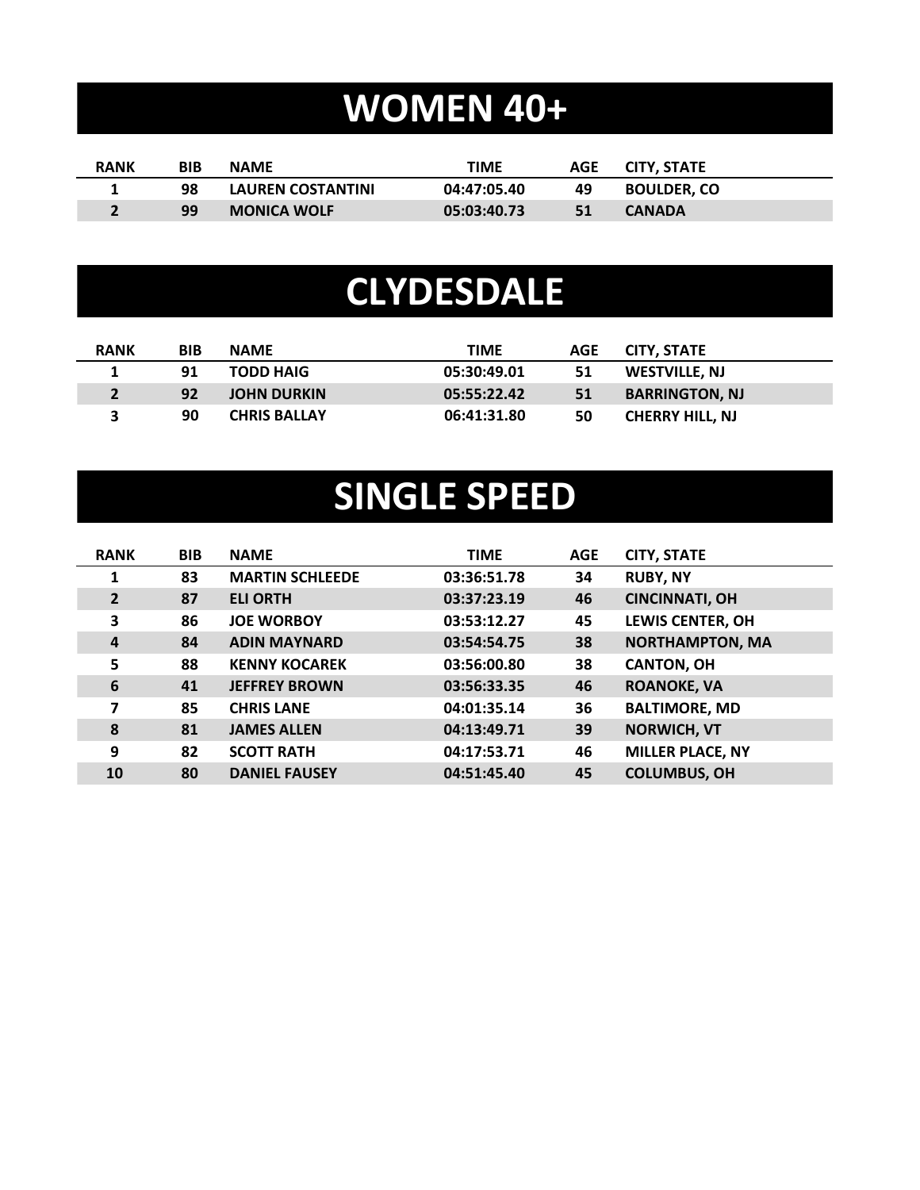# WOMEN 40+

| RANK | BIB | NAME | TIME | AGE | CITY, STATE |
|---|---|---|---|---|---|
| 1 | 98 | LAUREN COSTANTINI | 04:47:05.40 | 49 | BOULDER, CO |
| 2 | 99 | MONICA WOLF | 05:03:40.73 | 51 | CANADA |

# CLYDESDALE

| RANK | BIB | NAME | TIME | AGE | CITY, STATE |
|---|---|---|---|---|---|
| 1 | 91 | TODD HAIG | 05:30:49.01 | 51 | WESTVILLE, NJ |
| 2 | 92 | JOHN DURKIN | 05:55:22.42 | 51 | BARRINGTON, NJ |
| 3 | 90 | CHRIS BALLAY | 06:41:31.80 | 50 | CHERRY HILL, NJ |

# SINGLE SPEED

| RANK | BIB | NAME | TIME | AGE | CITY, STATE |
|---|---|---|---|---|---|
| 1 | 83 | MARTIN SCHLEEDE | 03:36:51.78 | 34 | RUBY, NY |
| 2 | 87 | ELI ORTH | 03:37:23.19 | 46 | CINCINNATI, OH |
| 3 | 86 | JOE WORBOY | 03:53:12.27 | 45 | LEWIS CENTER, OH |
| 4 | 84 | ADIN MAYNARD | 03:54:54.75 | 38 | NORTHAMPTON, MA |
| 5 | 88 | KENNY KOCAREK | 03:56:00.80 | 38 | CANTON, OH |
| 6 | 41 | JEFFREY BROWN | 03:56:33.35 | 46 | ROANOKE, VA |
| 7 | 85 | CHRIS LANE | 04:01:35.14 | 36 | BALTIMORE, MD |
| 8 | 81 | JAMES ALLEN | 04:13:49.71 | 39 | NORWICH, VT |
| 9 | 82 | SCOTT RATH | 04:17:53.71 | 46 | MILLER PLACE, NY |
| 10 | 80 | DANIEL FAUSEY | 04:51:45.40 | 45 | COLUMBUS, OH |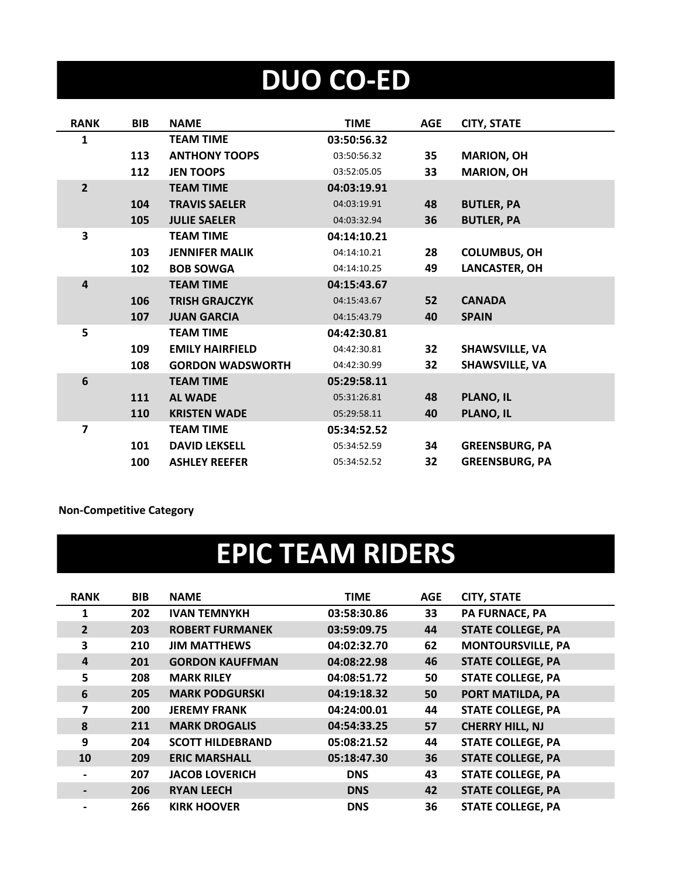# DUO CO-ED

| RANK | BIB | NAME | TIME | AGE | CITY, STATE |
|---|---|---|---|---|---|
| 1 | | TEAM TIME | 03:50:56.32 | | |
| | 113 | ANTHONY TOOPS | 03:50:56.32 | 35 | MARION, OH |
| | 112 | JEN TOOPS | 03:52:05.05 | 33 | MARION, OH |
| 2 | | TEAM TIME | 04:03:19.91 | | |
| | 104 | TRAVIS SAELER | 04:03:19.91 | 48 | BUTLER, PA |
| | 105 | JULIE SAELER | 04:03:32.94 | 36 | BUTLER, PA |
| 3 | | TEAM TIME | 04:14:10.21 | | |
| | 103 | JENNIFER MALIK | 04:14:10.21 | 28 | COLUMBUS, OH |
| | 102 | BOB SOWGA | 04:14:10.25 | 49 | LANCASTER, OH |
| 4 | | TEAM TIME | 04:15:43.67 | | |
| | 106 | TRISH GRAJCZYK | 04:15:43.67 | 52 | CANADA |
| | 107 | JUAN GARCIA | 04:15:43.79 | 40 | SPAIN |
| 5 | | TEAM TIME | 04:42:30.81 | | |
| | 109 | EMILY HAIRFIELD | 04:42:30.81 | 32 | SHAWSVILLE, VA |
| | 108 | GORDON WADSWORTH | 04:42:30.99 | 32 | SHAWSVILLE, VA |
| 6 | | TEAM TIME | 05:29:58.11 | | |
| | 111 | AL WADE | 05:31:26.81 | 48 | PLANO, IL |
| | 110 | KRISTEN WADE | 05:29:58.11 | 40 | PLANO, IL |
| 7 | | TEAM TIME | 05:34:52.52 | | |
| | 101 | DAVID LEKSELL | 05:34:52.59 | 34 | GREENSBURG, PA |
| | 100 | ASHLEY REEFER | 05:34:52.52 | 32 | GREENSBURG, PA |

**Non-Competitive Category**

# EPIC TEAM RIDERS

| RANK | BIB | NAME | TIME | AGE | CITY, STATE |
|---|---|---|---|---|---|
| 1 | 202 | IVAN TEMNYKH | 03:58:30.86 | 33 | PA FURNACE, PA |
| 2 | 203 | ROBERT FURMANEK | 03:59:09.75 | 44 | STATE COLLEGE, PA |
| 3 | 210 | JIM MATTHEWS | 04:02:32.70 | 62 | MONTOURSVILLE, PA |
| 4 | 201 | GORDON KAUFFMAN | 04:08:22.98 | 46 | STATE COLLEGE, PA |
| 5 | 208 | MARK RILEY | 04:08:51.72 | 50 | STATE COLLEGE, PA |
| 6 | 205 | MARK PODGURSKI | 04:19:18.32 | 50 | PORT MATILDA, PA |
| 7 | 200 | JEREMY FRANK | 04:24:00.01 | 44 | STATE COLLEGE, PA |
| 8 | 211 | MARK DROGALIS | 04:54:33.25 | 57 | CHERRY HILL, NJ |
| 9 | 204 | SCOTT HILDEBRAND | 05:08:21.52 | 44 | STATE COLLEGE, PA |
| 10 | 209 | ERIC MARSHALL | 05:18:47.30 | 36 | STATE COLLEGE, PA |
| - | 207 | JACOB LOVERICH | DNS | 43 | STATE COLLEGE, PA |
| - | 206 | RYAN LEECH | DNS | 42 | STATE COLLEGE, PA |
| - | 266 | KIRK HOOVER | DNS | 36 | STATE COLLEGE, PA |